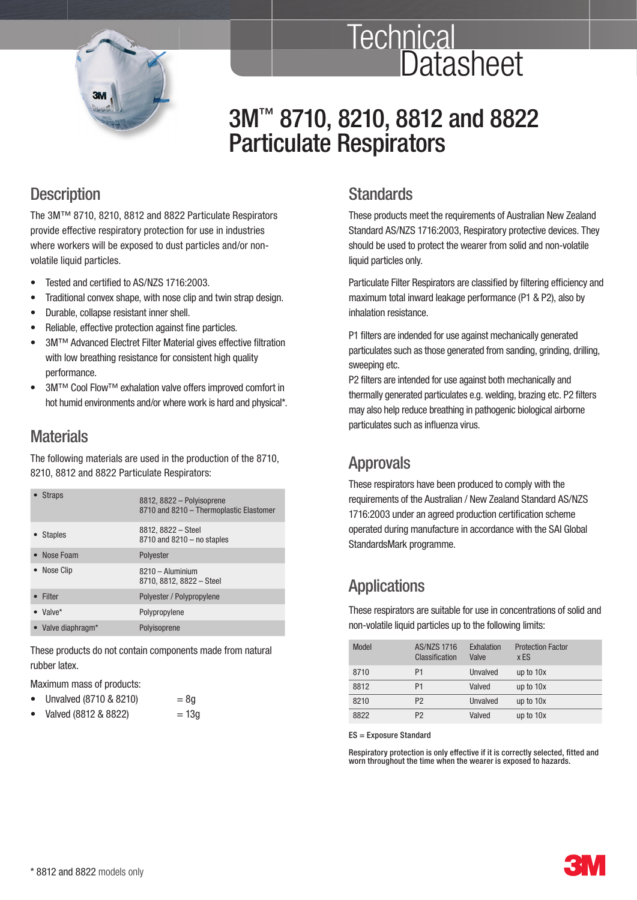# Technical Datasheet

# 3M™ 8710, 8210, 8812 and 8822 Particulate Respirators

## Description

The 3M™ 8710, 8210, 8812 and 8822 Particulate Respirators provide effective respiratory protection for use in industries where workers will be exposed to dust particles and/or non-volatile liquid particles.

- Tested and certified to AS/NZS 1716:2003.
- Traditional convex shape, with nose clip and twin strap design.
- Durable, collapse resistant inner shell.
- Reliable, effective protection against fine particles.
- 3M™ Advanced Electret Filter Material gives effective filtration with low breathing resistance for consistent high quality performance.
- 3M™ Cool Flow™ exhalation valve offers improved comfort in hot humid environments and/or where work is hard and physical*.

## Materials

The following materials are used in the production of the 8710, 8210, 8812 and 8822 Particulate Respirators:

| Component | Material |
|---|---|
| • Straps | 8812, 8822 – Polyisoprene<br>8710 and 8210 – Thermoplastic Elastomer |
| • Staples | 8812, 8822 – Steel<br>8710 and 8210 – no staples |
| • Nose Foam | Polyester |
| • Nose Clip | 8210 – Aluminium<br>8710, 8812, 8822 – Steel |
| • Filter | Polyester / Polypropylene |
| • Valve* | Polypropylene |
| • Valve diaphragm* | Polyisoprene |

These products do not contain components made from natural rubber latex.

Maximum mass of products:

- Unvalved (8710 & 8210) = 8g
- Valved (8812 & 8822) = 13g

## Standards

These products meet the requirements of Australian New Zealand Standard AS/NZS 1716:2003, Respiratory protective devices. They should be used to protect the wearer from solid and non-volatile liquid particles only.

Particulate Filter Respirators are classified by filtering efficiency and maximum total inward leakage performance (P1 & P2), also by inhalation resistance.

P1 filters are indended for use against mechanically generated particulates such as those generated from sanding, grinding, drilling, sweeping etc.

P2 filters are intended for use against both mechanically and thermally generated particulates e.g. welding, brazing etc. P2 filters may also help reduce breathing in pathogenic biological airborne particulates such as influenza virus.

## Approvals

These respirators have been produced to comply with the requirements of the Australian / New Zealand Standard AS/NZS 1716:2003 under an agreed production certification scheme operated during manufacture in accordance with the SAI Global StandardsMark programme.

## Applications

These respirators are suitable for use in concentrations of solid and non-volatile liquid particles up to the following limits:

| Model | AS/NZS 1716 Classification | Exhalation Valve | Protection Factor x ES |
|---|---|---|---|
| 8710 | P1 | Unvalved | up to 10x |
| 8812 | P1 | Valved | up to 10x |
| 8210 | P2 | Unvalved | up to 10x |
| 8822 | P2 | Valved | up to 10x |

ES = Exposure Standard

Respiratory protection is only effective if it is correctly selected, fitted and worn throughout the time when the wearer is exposed to hazards.

\* 8812 and 8822 models only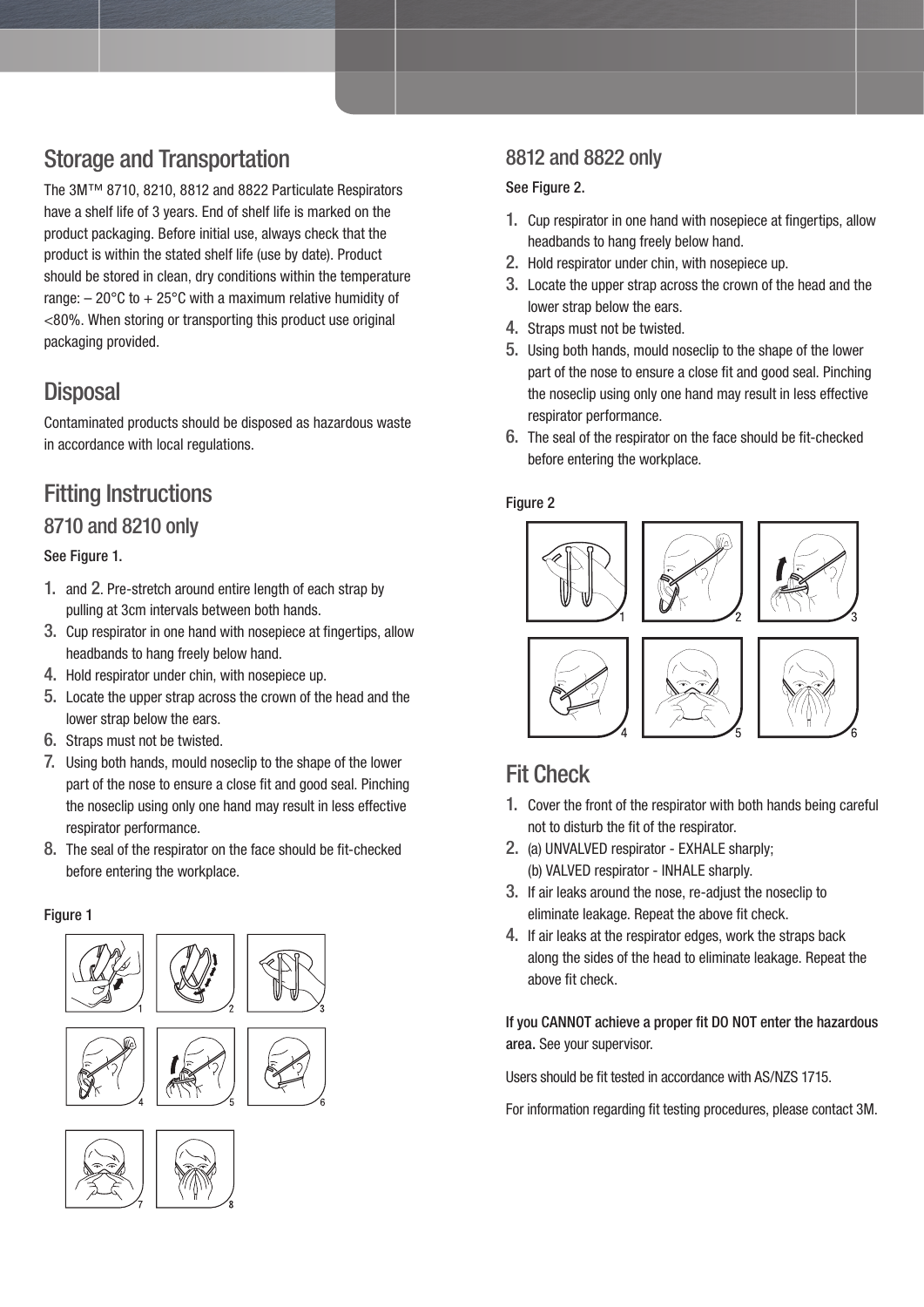## Storage and Transportation

The 3M™ 8710, 8210, 8812 and 8822 Particulate Respirators have a shelf life of 3 years. End of shelf life is marked on the product packaging. Before initial use, always check that the product is within the stated shelf life (use by date). Product should be stored in clean, dry conditions within the temperature range: – 20°C to + 25°C with a maximum relative humidity of <80%. When storing or transporting this product use original packaging provided.

## Disposal

Contaminated products should be disposed as hazardous waste in accordance with local regulations.

## Fitting Instructions

### 8710 and 8210 only

See Figure 1.

1. and 2. Pre-stretch around entire length of each strap by pulling at 3cm intervals between both hands.
3. Cup respirator in one hand with nosepiece at fingertips, allow headbands to hang freely below hand.
4. Hold respirator under chin, with nosepiece up.
5. Locate the upper strap across the crown of the head and the lower strap below the ears.
6. Straps must not be twisted.
7. Using both hands, mould noseclip to the shape of the lower part of the nose to ensure a close fit and good seal. Pinching the noseclip using only one hand may result in less effective respirator performance.
8. The seal of the respirator on the face should be fit-checked before entering the workplace.

Figure 1

### 8812 and 8822 only

See Figure 2.

1. Cup respirator in one hand with nosepiece at fingertips, allow headbands to hang freely below hand.
2. Hold respirator under chin, with nosepiece up.
3. Locate the upper strap across the crown of the head and the lower strap below the ears.
4. Straps must not be twisted.
5. Using both hands, mould noseclip to the shape of the lower part of the nose to ensure a close fit and good seal. Pinching the noseclip using only one hand may result in less effective respirator performance.
6. The seal of the respirator on the face should be fit-checked before entering the workplace.

Figure 2

## Fit Check

1. Cover the front of the respirator with both hands being careful not to disturb the fit of the respirator.
2. (a) UNVALVED respirator - EXHALE sharply;
   (b) VALVED respirator - INHALE sharply.
3. If air leaks around the nose, re-adjust the noseclip to eliminate leakage. Repeat the above fit check.
4. If air leaks at the respirator edges, work the straps back along the sides of the head to eliminate leakage. Repeat the above fit check.

**If you CANNOT achieve a proper fit DO NOT enter the hazardous area.** See your supervisor.

Users should be fit tested in accordance with AS/NZS 1715.

For information regarding fit testing procedures, please contact 3M.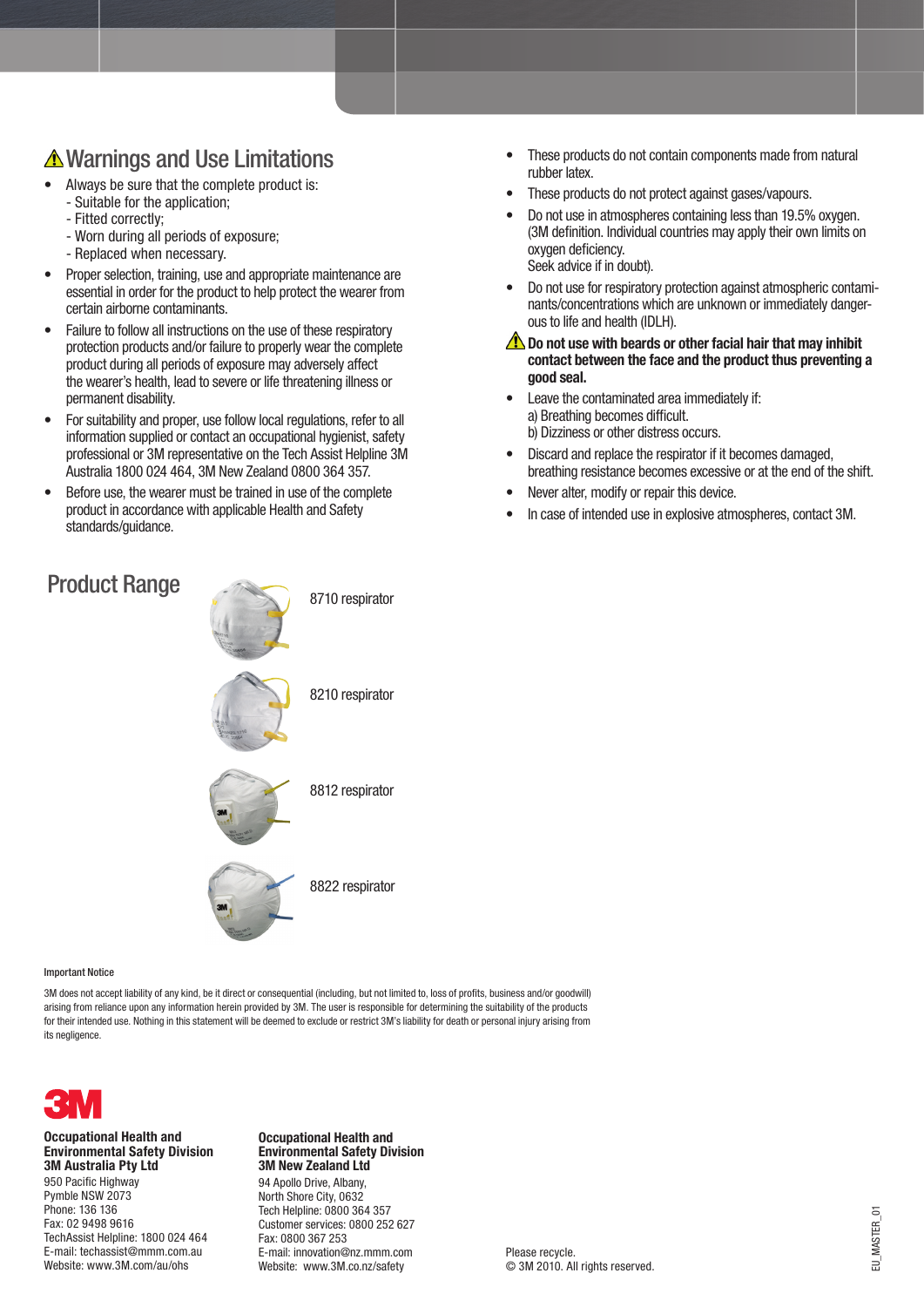## ⚠ Warnings and Use Limitations

- Always be sure that the complete product is:
  - Suitable for the application;
  - Fitted correctly;
  - Worn during all periods of exposure;
  - Replaced when necessary.
- Proper selection, training, use and appropriate maintenance are essential in order for the product to help protect the wearer from certain airborne contaminants.
- Failure to follow all instructions on the use of these respiratory protection products and/or failure to properly wear the complete product during all periods of exposure may adversely affect the wearer's health, lead to severe or life threatening illness or permanent disability.
- For suitability and proper, use follow local regulations, refer to all information supplied or contact an occupational hygienist, safety professional or 3M representative on the Tech Assist Helpline 3M Australia 1800 024 464, 3M New Zealand 0800 364 357.
- Before use, the wearer must be trained in use of the complete product in accordance with applicable Health and Safety standards/guidance.
- These products do not contain components made from natural rubber latex.
- These products do not protect against gases/vapours.
- Do not use in atmospheres containing less than 19.5% oxygen. (3M definition. Individual countries may apply their own limits on oxygen deficiency.
  Seek advice if in doubt).
- Do not use for respiratory protection against atmospheric contaminants/concentrations which are unknown or immediately dangerous to life and health (IDLH).

⚠ **Do not use with beards or other facial hair that may inhibit contact between the face and the product thus preventing a good seal.**

- Leave the contaminated area immediately if:
  a) Breathing becomes difficult.
  b) Dizziness or other distress occurs.
- Discard and replace the respirator if it becomes damaged, breathing resistance becomes excessive or at the end of the shift.
- Never alter, modify or repair this device.
- In case of intended use in explosive atmospheres, contact 3M.

## Product Range

8710 respirator

8210 respirator

8812 respirator

8822 respirator

**Important Notice**

3M does not accept liability of any kind, be it direct or consequential (including, but not limited to, loss of profits, business and/or goodwill) arising from reliance upon any information herein provided by 3M. The user is responsible for determining the suitability of the products for their intended use. Nothing in this statement will be deemed to exclude or restrict 3M's liability for death or personal injury arising from its negligence.

3M

**Occupational Health and Environmental Safety Division**
**3M Australia Pty Ltd**
950 Pacific Highway
Pymble NSW 2073
Phone: 136 136
Fax: 02 9498 9616
TechAssist Helpline: 1800 024 464
E-mail: techassist@mmm.com.au
Website: www.3M.com/au/ohs

**Occupational Health and Environmental Safety Division**
**3M New Zealand Ltd**
94 Apollo Drive, Albany,
North Shore City, 0632
Tech Helpline: 0800 364 357
Customer services: 0800 252 627
Fax: 0800 367 253
E-mail: innovation@nz.mmm.com
Website: www.3M.co.nz/safety

Please recycle.
© 3M 2010. All rights reserved.

EU_MASTER_01